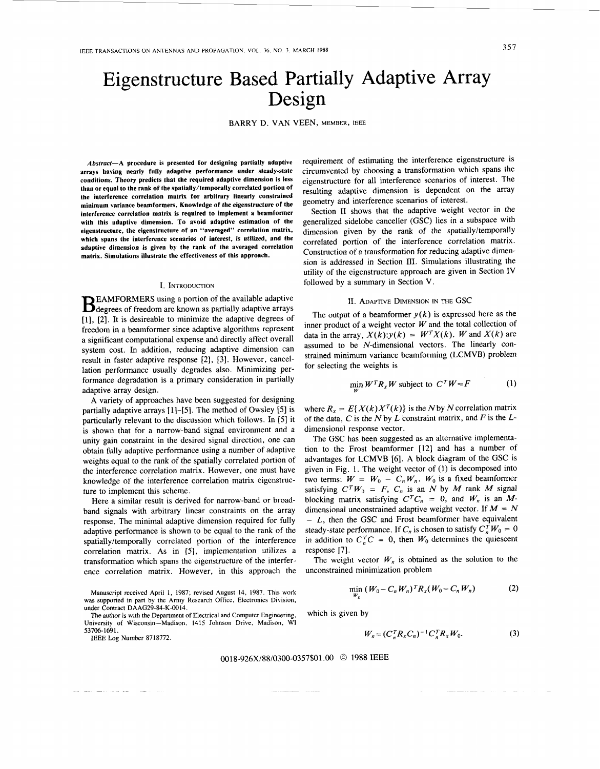# Eigenstructure Based Partially Adaptive Array Design

BARRY D. VAN VEEN, MEMBER, IEEE

*Abstract*—**A procedure is presented for designing partially adaptive arrays having nearly fully adaptive performance under steady-state conditions. Theory predicts that the required adaptive dimension is less than or equal to the rank of the spatially/temporally correlated portion of the interference correlation matrix for arbitrary linearly constrained minimum variance beamformers. Knowledge of the eigenstructure of the interference correlation matrix is required to implement a beamformer with this adaptive dimension. To avoid adaptive estimation of the eigenstructure, the eigenstructure of an "averaged" correlation matrix, which spans the interference scenarios of interest, is utilized, and the adaptive dimension is given by the rank of the averaged correlation matrix. Simulations illustrate the effectiveness of this approach.**

## I. Introduction

BEAMFORMERS using a portion of the available adaptive degrees of freedom are known as partially adaptive arrays [1], [2]. It is desireable to minimize the adaptive degrees of freedom in a beamformer since adaptive algorithms represent a significant computational expense and directly affect overall system cost. In addition, reducing adaptive dimension can result in faster adaptive response [2], [3]. However, cancellation performance usually degrades also. Minimizing performance degradation is a primary consideration in partially adaptive array design.

A variety of approaches have been suggested for designing partially adaptive arrays [1]–[5]. The method of Owsley [5] is particularly relevant to the discussion which follows. In [5] it is shown that for a narrow-band signal environment and a unity gain constraint in the desired signal direction, one can obtain fully adaptive performance using a number of adaptive weights equal to the rank of the spatially correlated portion of the interference correlation matrix. However, one must have knowledge of the interference correlation matrix eigenstructure to implement this scheme.

Here a similar result is derived for narrow-band or broadband signals with arbitrary linear constraints on the array response. The minimal adaptive dimension required for fully adaptive performance is shown to be equal to the rank of the spatially/temporally correlated portion of the interference correlation matrix. As in [5], implementation utilizes a transformation which spans the eigenstructure of the interference correlation matrix. However, in this approach the requirement of estimating the interference eigenstructure is circumvented by choosing a transformation which spans the eigenstructure for all interference scenarios of interest. The resulting adaptive dimension is dependent on the array geometry and interference scenarios of interest.

Section II shows that the adaptive weight vector in the generalized sidelobe canceller (GSC) lies in a subspace with dimension given by the rank of the spatially/temporally correlated portion of the interference correlation matrix. Construction of a transformation for reducing adaptive dimension is addressed in Section III. Simulations illustrating the utility of the eigenstructure approach are given in Section IV followed by a summary in Section V.

## II. Adaptive Dimension in the GSC

The output of a beamformer $y(k)$ is expressed here as the inner product of a weight vector $W$ and the total collection of data in the array, $X(k)$:$y(k) = W^T X(k)$. $W$ and $X(k)$ are assumed to be $N$-dimensional vectors. The linearly constrained minimum variance beamforming (LCMVB) problem for selecting the weights is

$$\min_W W^T R_x W \text{ subject to } C^T W = F \tag{1}$$

where $R_x = E\{X(k)X^T(k)\}$ is the $N$ by $N$ correlation matrix of the data, $C$ is the $N$ by $L$ constraint matrix, and $F$ is the $L$-dimensional response vector.

The GSC has been suggested as an alternative implementation to the Frost beamformer [12] and has a number of advantages for LCMVB [6]. A block diagram of the GSC is given in Fig. 1. The weight vector of (1) is decomposed into two terms: $W = W_0 - C_n W_n$. $W_0$ is a fixed beamformer satisfying $C^T W_0 = F$, $C_n$ is an $N$ by $M$ rank $M$ signal blocking matrix satisfying $C^T C_n = 0$, and $W_n$ is an $M$-dimensional unconstrained adaptive weight vector. If $M = N - L$, then the GSC and Frost beamformer have equivalent steady-state performance. If $C_n$ is chosen to satisfy $C_n^T W_0 = 0$ in addition to $C_n^T C = 0$, then $W_0$ determines the quiescent response [7].

The weight vector $W_n$ is obtained as the solution to the unconstrained minimization problem

$$\min_{W_n} (W_0 - C_n W_n)^T R_x (W_0 - C_n W_n) \tag{2}$$

which is given by

$$W_n = (C_n^T R_x C_n)^{-1} C_n^T R_x W_0. \tag{3}$$

Manuscript received April 1, 1987; revised August 14, 1987. This work was supported in part by the Army Research Office, Electronics Division, under Contract DAAG29-84-K-0014.

The author is with the Department of Electrical and Computer Engineering, University of Wisconsin—Madison, 1415 Johnson Drive, Madison, WI 53706-1691.

IEEE Log Number 8718772.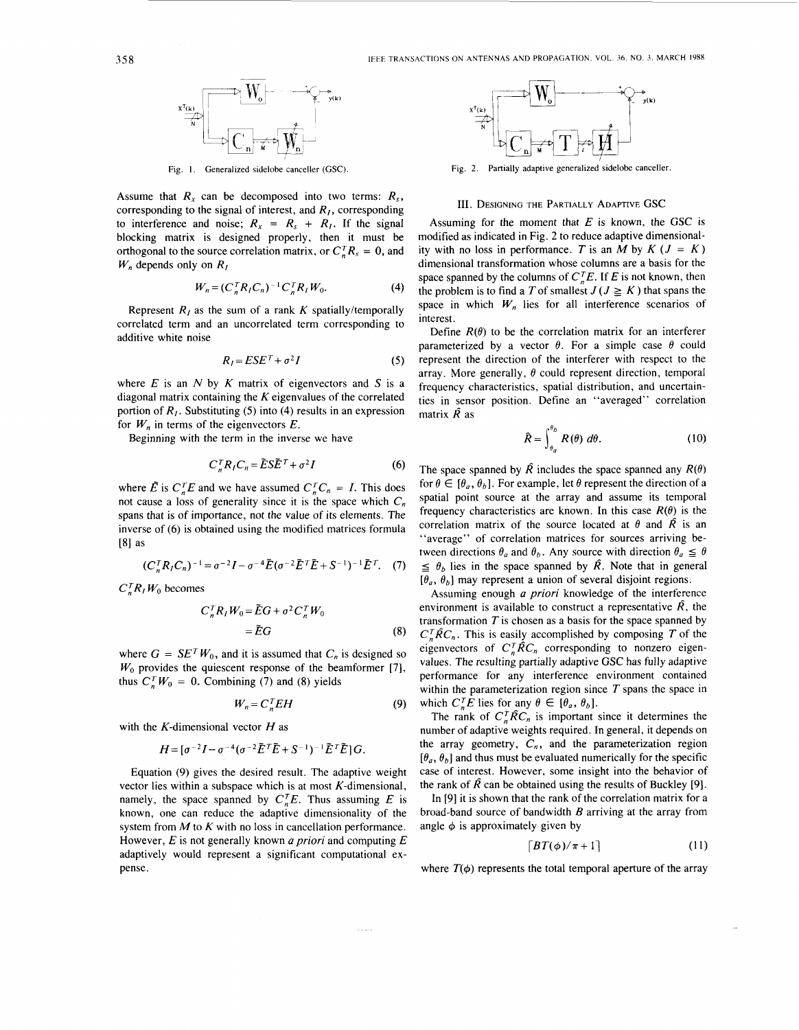Fig. 1. Generalized sidelobe canceller (GSC).

Fig. 2. Partially adaptive generalized sidelobe canceller.

Assume that $R_x$ can be decomposed into two terms: $R_s$, corresponding to the signal of interest, and $R_I$, corresponding to interference and noise; $R_x = R_s + R_I$. If the signal blocking matrix is designed properly, then it must be orthogonal to the source correlation matrix, or $C_n^T R_s = 0$, and $W_n$ depends only on $R_I$

$$W_n = (C_n^T R_I C_n)^{-1} C_n^T R_I W_0. \tag{4}$$

Represent $R_I$ as the sum of a rank $K$ spatially/temporally correlated term and an uncorrelated term corresponding to additive white noise

$$R_I = ESE^T + \sigma^2 I \tag{5}$$

where $E$ is an $N$ by $K$ matrix of eigenvectors and $S$ is a diagonal matrix containing the $K$ eigenvalues of the correlated portion of $R_I$. Substituting (5) into (4) results in an expression for $W_n$ in terms of the eigenvectors $E$.

Beginning with the term in the inverse we have

$$C_n^T R_I C_n = \tilde{E} S \tilde{E}^T + \sigma^2 I \tag{6}$$

where $\tilde{E}$ is $C_n^T E$ and we have assumed $C_n^T C_n = I$. This does not cause a loss of generality since it is the space which $C_n$ spans that is of importance, not the value of its elements. The inverse of (6) is obtained using the modified matrices formula [8] as

$$(C_n^T R_I C_n)^{-1} = \sigma^{-2} I - \sigma^{-4} \tilde{E} (\sigma^{-2} \tilde{E}^T \tilde{E} + S^{-1})^{-1} \tilde{E}^T. \tag{7}$$

$C_n^T R_I W_0$ becomes

$$\begin{aligned} C_n^T R_I W_0 &= \tilde{E} G + \sigma^2 C_n^T W_0 \\ &= \tilde{E} G \end{aligned} \tag{8}$$

where $G = SE^T W_0$, and it is assumed that $C_n$ is designed so $W_0$ provides the quiescent response of the beamformer [7], thus $C_n^T W_0 = 0$. Combining (7) and (8) yields

$$W_n = C_n^T E H \tag{9}$$

with the $K$-dimensional vector $H$ as

$$H = [\sigma^{-2} I - \sigma^{-4} (\sigma^{-2} \tilde{E}^T \tilde{E} + S^{-1})^{-1} \tilde{E}^T \tilde{E}] G.$$

Equation (9) gives the desired result. The adaptive weight vector lies within a subspace which is at most $K$-dimensional, namely, the space spanned by $C_n^T E$. Thus assuming $E$ is known, one can reduce the adaptive dimensionality of the system from $M$ to $K$ with no loss in cancellation performance. However, $E$ is not generally known *a priori* and computing $E$ adaptively would represent a significant computational expense.

## III. Designing the Partially Adaptive GSC

Assuming for the moment that $E$ is known, the GSC is modified as indicated in Fig. 2 to reduce adaptive dimensionality with no loss in performance. $T$ is an $M$ by $K$ ($J = K$) dimensional transformation whose columns are a basis for the space spanned by the columns of $C_n^T E$. If $E$ is not known, then the problem is to find a $T$ of smallest $J$ ($J \geq K$) that spans the space in which $W_n$ lies for all interference scenarios of interest.

Define $R(\theta)$ to be the correlation matrix for an interferer parameterized by a vector $\theta$. For a simple case $\theta$ could represent the direction of the interferer with respect to the array. More generally, $\theta$ could represent direction, temporal frequency characteristics, spatial distribution, and uncertainties in sensor position. Define an "averaged" correlation matrix $\hat{R}$ as

$$\hat{R} = \int_{\theta_a}^{\theta_b} R(\theta) \, d\theta. \tag{10}$$

The space spanned by $\hat{R}$ includes the space spanned any $R(\theta)$ for $\theta \in [\theta_a, \theta_b]$. For example, let $\theta$ represent the direction of a spatial point source at the array and assume its temporal frequency characteristics are known. In this case $R(\theta)$ is the correlation matrix of the source located at $\theta$ and $\hat{R}$ is an "average" of correlation matrices for sources arriving between directions $\theta_a$ and $\theta_b$. Any source with direction $\theta_a \leq \theta \leq \theta_b$ lies in the space spanned by $\hat{R}$. Note that in general $[\theta_a, \theta_b]$ may represent a union of several disjoint regions.

Assuming enough *a priori* knowledge of the interference environment is available to construct a representative $\hat{R}$, the transformation $T$ is chosen as a basis for the space spanned by $C_n^T \hat{R} C_n$. This is easily accomplished by composing $T$ of the eigenvectors of $C_n^T \hat{R} C_n$ corresponding to nonzero eigenvalues. The resulting partially adaptive GSC has fully adaptive performance for any interference environment contained within the parameterization region since $T$ spans the space in which $C_n^T E$ lies for any $\theta \in [\theta_a, \theta_b]$.

The rank of $C_n^T \hat{R} C_n$ is important since it determines the number of adaptive weights required. In general, it depends on the array geometry, $C_n$, and the parameterization region $[\theta_a, \theta_b]$ and thus must be evaluated numerically for the specific case of interest. However, some insight into the behavior of the rank of $\hat{R}$ can be obtained using the results of Buckley [9].

In [9] it is shown that the rank of the correlation matrix for a broad-band source of bandwidth $B$ arriving at the array from angle $\phi$ is approximately given by

$$\lceil BT(\phi)/\pi + 1 \rceil \tag{11}$$

where $T(\phi)$ represents the total temporal aperture of the array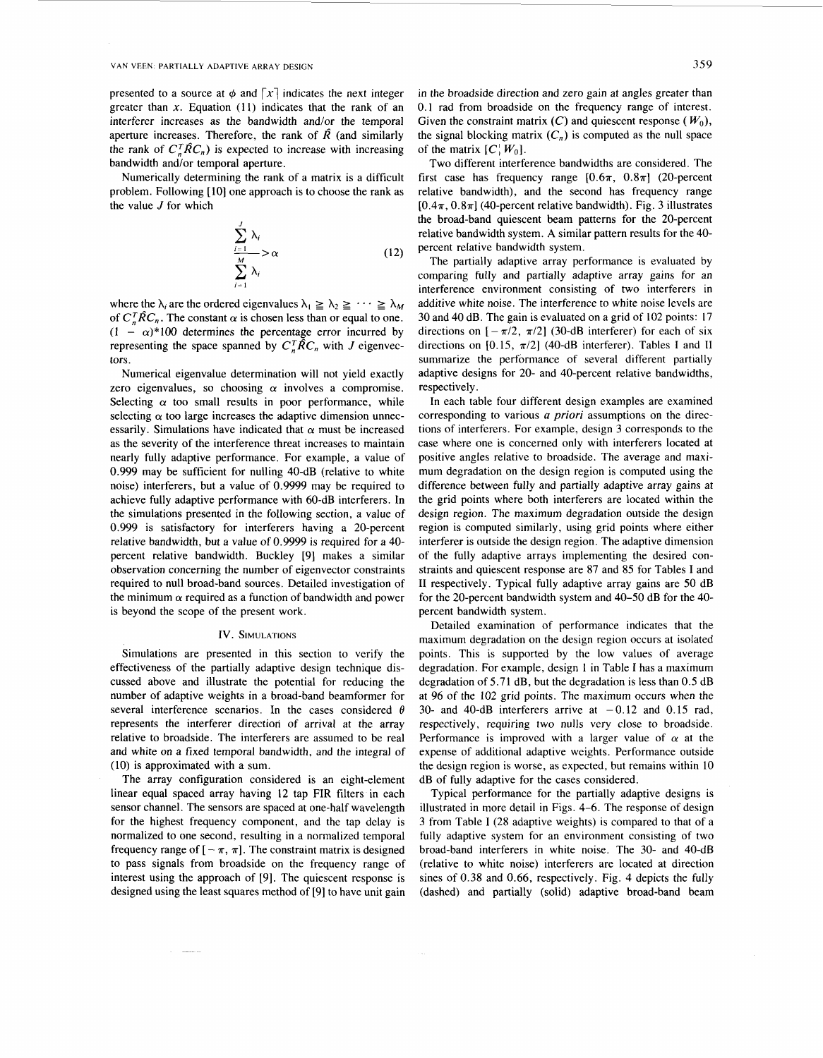presented to a source at $\phi$ and $\lceil x \rceil$ indicates the next integer greater than $x$. Equation (11) indicates that the rank of an interferer increases as the bandwidth and/or the temporal aperture increases. Therefore, the rank of $\hat{R}$ (and similarly the rank of $C_n^T \hat{R} C_n$) is expected to increase with increasing bandwidth and/or temporal aperture.

Numerically determining the rank of a matrix is a difficult problem. Following [10] one approach is to choose the rank as the value $J$ for which

$$\frac{\sum_{i=1}^{J} \lambda_i}{\sum_{i=1}^{M} \lambda_i} > \alpha \tag{12}$$

where the $\lambda_i$ are the ordered eigenvalues $\lambda_1 \geqq \lambda_2 \geqq \cdots \geqq \lambda_M$ of $C_n^T \hat{R} C_n$. The constant $\alpha$ is chosen less than or equal to one. $(1 - \alpha)*100$ determines the percentage error incurred by representing the space spanned by $C_n^T \hat{R} C_n$ with $J$ eigenvectors.

Numerical eigenvalue determination will not yield exactly zero eigenvalues, so choosing $\alpha$ involves a compromise. Selecting $\alpha$ too small results in poor performance, while selecting $\alpha$ too large increases the adaptive dimension unnecessarily. Simulations have indicated that $\alpha$ must be increased as the severity of the interference threat increases to maintain nearly fully adaptive performance. For example, a value of 0.999 may be sufficient for nulling 40-dB (relative to white noise) interferers, but a value of 0.9999 may be required to achieve fully adaptive performance with 60-dB interferers. In the simulations presented in the following section, a value of 0.999 is satisfactory for interferers having a 20-percent relative bandwidth, but a value of 0.9999 is required for a 40-percent relative bandwidth. Buckley [9] makes a similar observation concerning the number of eigenvector constraints required to null broad-band sources. Detailed investigation of the minimum $\alpha$ required as a function of bandwidth and power is beyond the scope of the present work.

## IV. Simulations

Simulations are presented in this section to verify the effectiveness of the partially adaptive design technique discussed above and illustrate the potential for reducing the number of adaptive weights in a broad-band beamformer for several interference scenarios. In the cases considered $\theta$ represents the interferer direction of arrival at the array relative to broadside. The interferers are assumed to be real and white on a fixed temporal bandwidth, and the integral of (10) is approximated with a sum.

The array configuration considered is an eight-element linear equal spaced array having 12 tap FIR filters in each sensor channel. The sensors are spaced at one-half wavelength for the highest frequency component, and the tap delay is normalized to one second, resulting in a normalized temporal frequency range of $[-\pi, \pi]$. The constraint matrix is designed to pass signals from broadside on the frequency range of interest using the approach of [9]. The quiescent response is designed using the least squares method of [9] to have unit gain in the broadside direction and zero gain at angles greater than 0.1 rad from broadside on the frequency range of interest. Given the constraint matrix ($C$) and quiescent response ($W_0$), the signal blocking matrix ($C_n$) is computed as the null space of the matrix $[C \,|\, W_0]$.

Two different interference bandwidths are considered. The first case has frequency range $[0.6\pi, 0.8\pi]$ (20-percent relative bandwidth), and the second has frequency range $[0.4\pi, 0.8\pi]$ (40-percent relative bandwidth). Fig. 3 illustrates the broad-band quiescent beam patterns for the 20-percent relative bandwidth system. A similar pattern results for the 40-percent relative bandwidth system.

The partially adaptive array performance is evaluated by comparing fully and partially adaptive array gains for an interference environment consisting of two interferers in additive white noise. The interference to white noise levels are 30 and 40 dB. The gain is evaluated on a grid of 102 points: 17 directions on $[-\pi/2, \pi/2]$ (30-dB interferer) for each of six directions on $[0.15, \pi/2]$ (40-dB interferer). Tables I and II summarize the performance of several different partially adaptive designs for 20- and 40-percent relative bandwidths, respectively.

In each table four different design examples are examined corresponding to various *a priori* assumptions on the directions of interferers. For example, design 3 corresponds to the case where one is concerned only with interferers located at positive angles relative to broadside. The average and maximum degradation on the design region is computed using the difference between fully and partially adaptive array gains at the grid points where both interferers are located within the design region. The maximum degradation outside the design region is computed similarly, using grid points where either interferer is outside the design region. The adaptive dimension of the fully adaptive arrays implementing the desired constraints and quiescent response are 87 and 85 for Tables I and II respectively. Typical fully adaptive array gains are 50 dB for the 20-percent bandwidth system and 40–50 dB for the 40-percent bandwidth system.

Detailed examination of performance indicates that the maximum degradation on the design region occurs at isolated points. This is supported by the low values of average degradation. For example, design 1 in Table I has a maximum degradation of 5.71 dB, but the degradation is less than 0.5 dB at 96 of the 102 grid points. The maximum occurs when the 30- and 40-dB interferers arrive at $-0.12$ and 0.15 rad, respectively, requiring two nulls very close to broadside. Performance is improved with a larger value of $\alpha$ at the expense of additional adaptive weights. Performance outside the design region is worse, as expected, but remains within 10 dB of fully adaptive for the cases considered.

Typical performance for the partially adaptive designs is illustrated in more detail in Figs. 4–6. The response of design 3 from Table I (28 adaptive weights) is compared to that of a fully adaptive system for an environment consisting of two broad-band interferers in white noise. The 30- and 40-dB (relative to white noise) interferers are located at direction sines of 0.38 and 0.66, respectively. Fig. 4 depicts the fully (dashed) and partially (solid) adaptive broad-band beam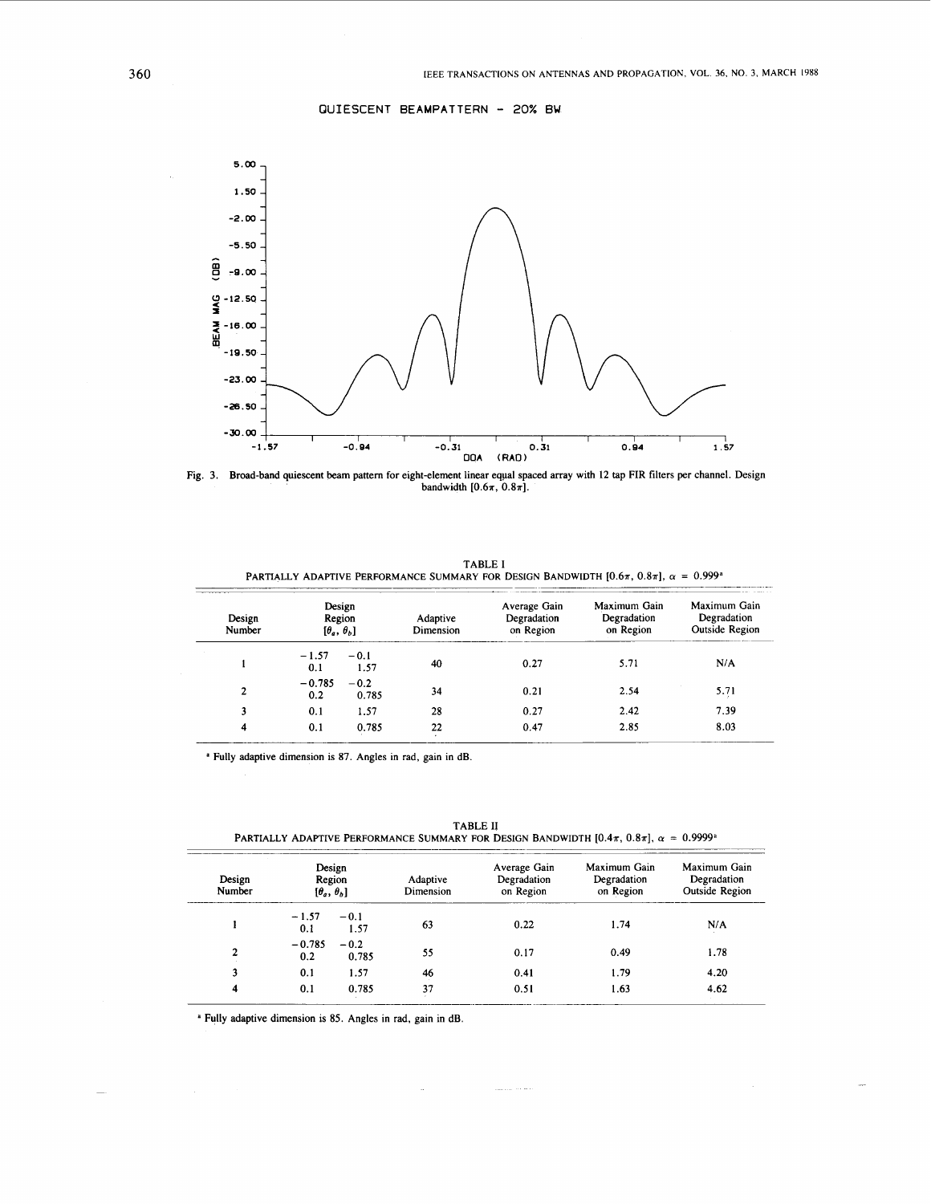QUIESCENT BEAMPATTERN - 20% BW

Fig. 3. Broad-band quiescent beam pattern for eight-element linear equal spaced array with 12 tap FIR filters per channel. Design bandwidth $[0.6\pi, 0.8\pi]$.

TABLE I
PARTIALLY ADAPTIVE PERFORMANCE SUMMARY FOR DESIGN BANDWIDTH $[0.6\pi, 0.8\pi]$, $\alpha = 0.999$[a]

| Design Number | Design Region $[\theta_a, \theta_b]$ | Adaptive Dimension | Average Gain Degradation on Region | Maximum Gain Degradation on Region | Maximum Gain Degradation Outside Region |
|---|---|---|---|---|---|
| 1 | −1.57 −0.1<br>0.1 1.57 | 40 | 0.27 | 5.71 | N/A |
| 2 | −0.785 −0.2<br>0.2 0.785 | 34 | 0.21 | 2.54 | 5.71 |
| 3 | 0.1 1.57 | 28 | 0.27 | 2.42 | 7.39 |
| 4 | 0.1 0.785 | 22 | 0.47 | 2.85 | 8.03 |

[a] Fully adaptive dimension is 87. Angles in rad, gain in dB.

TABLE II
PARTIALLY ADAPTIVE PERFORMANCE SUMMARY FOR DESIGN BANDWIDTH $[0.4\pi, 0.8\pi]$, $\alpha = 0.9999$[a]

| Design Number | Design Region $[\theta_a, \theta_b]$ | Adaptive Dimension | Average Gain Degradation on Region | Maximum Gain Degradation on Region | Maximum Gain Degradation Outside Region |
|---|---|---|---|---|---|
| 1 | −1.57 −0.1<br>0.1 1.57 | 63 | 0.22 | 1.74 | N/A |
| 2 | −0.785 −0.2<br>0.2 0.785 | 55 | 0.17 | 0.49 | 1.78 |
| 3 | 0.1 1.57 | 46 | 0.41 | 1.79 | 4.20 |
| 4 | 0.1 0.785 | 37 | 0.51 | 1.63 | 4.62 |

[a] Fully adaptive dimension is 85. Angles in rad, gain in dB.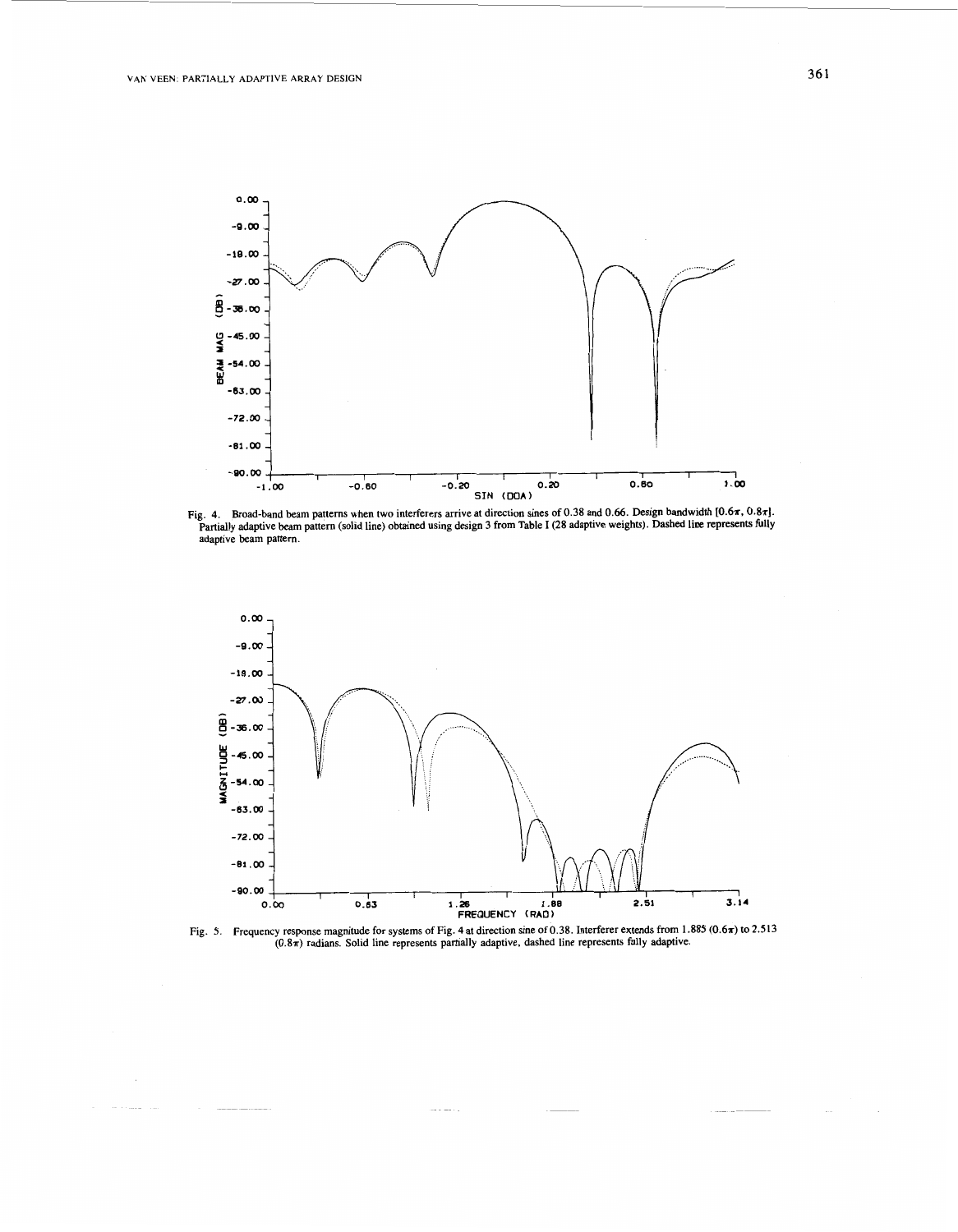Fig. 4. Broad-band beam patterns when two interferers arrive at direction sines of 0.38 and 0.66. Design bandwidth $[0.6\pi, 0.8\pi]$. Partially adaptive beam pattern (solid line) obtained using design 3 from Table I (28 adaptive weights). Dashed line represents fully adaptive beam pattern.

Fig. 5. Frequency response magnitude for systems of Fig. 4 at direction sine of 0.38. Interferer extends from 1.885 $(0.6\pi)$ to 2.513 $(0.8\pi)$ radians. Solid line represents partially adaptive, dashed line represents fully adaptive.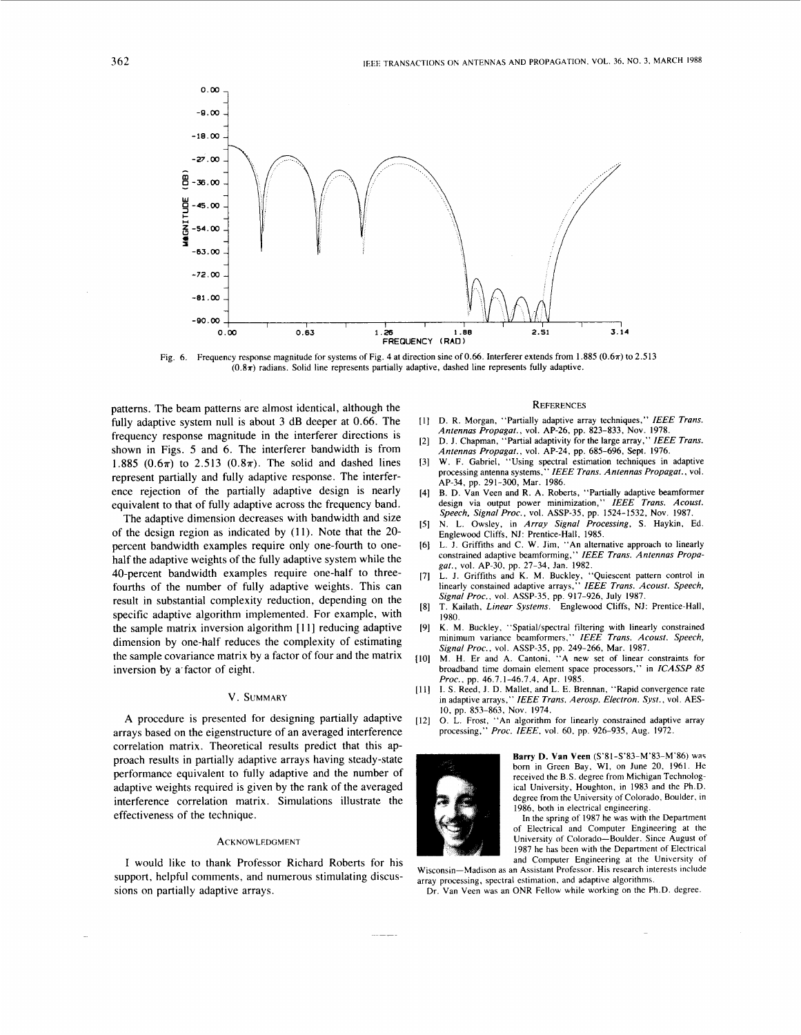0.00
-9.00
-18.00
-27.00
-36.00
-45.00
-54.00
-63.00
-72.00
-81.00
-90.00
MAGNITUDE (DB)
0.00
0.63
1.26
1.88
2.51
3.14
FREQUENCY (RAD)

Fig. 6. Frequency response magnitude for systems of Fig. 4 at direction sine of 0.66. Interferer extends from 1.885 ($0.6\pi$) to 2.513 ($0.8\pi$) radians. Solid line represents partially adaptive, dashed line represents fully adaptive.

patterns. The beam patterns are almost identical, although the fully adaptive system null is about 3 dB deeper at 0.66. The frequency response magnitude in the interferer directions is shown in Figs. 5 and 6. The interferer bandwidth is from 1.885 ($0.6\pi$) to 2.513 ($0.8\pi$). The solid and dashed lines represent partially and fully adaptive response. The interference rejection of the partially adaptive design is nearly equivalent to that of fully adaptive across the frequency band.

The adaptive dimension decreases with bandwidth and size of the design region as indicated by (11). Note that the 20-percent bandwidth examples require only one-fourth to one-half the adaptive weights of the fully adaptive system while the 40-percent bandwidth examples require one-half to three-fourths of the number of fully adaptive weights. This can result in substantial complexity reduction, depending on the specific adaptive algorithm implemented. For example, with the sample matrix inversion algorithm [11] reducing adaptive dimension by one-half reduces the complexity of estimating the sample covariance matrix by a factor of four and the matrix inversion by a factor of eight.

## V. Summary

A procedure is presented for designing partially adaptive arrays based on the eigenstructure of an averaged interference correlation matrix. Theoretical results predict that this approach results in partially adaptive arrays having steady-state performance equivalent to fully adaptive and the number of adaptive weights required is given by the rank of the averaged interference correlation matrix. Simulations illustrate the effectiveness of the technique.

## Acknowledgment

I would like to thank Professor Richard Roberts for his support, helpful comments, and numerous stimulating discussions on partially adaptive arrays.

## References

[1] D. R. Morgan, "Partially adaptive array techniques," *IEEE Trans. Antennas Propagat.*, vol. AP-26, pp. 823–833, Nov. 1978.

[2] D. J. Chapman, "Partial adaptivity for the large array," *IEEE Trans. Antennas Propagat.*, vol. AP-24, pp. 685–696, Sept. 1976.

[3] W. F. Gabriel, "Using spectral estimation techniques in adaptive processing antenna systems," *IEEE Trans. Antennas Propagat.*, vol. AP-34, pp. 291–300, Mar. 1986.

[4] B. D. Van Veen and R. A. Roberts, "Partially adaptive beamformer design via output power minimization," *IEEE Trans. Acoust. Speech, Signal Proc.*, vol. ASSP-35, pp. 1524–1532, Nov. 1987.

[5] N. L. Owsley, in *Array Signal Processing*, S. Haykin, Ed. Englewood Cliffs, NJ: Prentice-Hall, 1985.

[6] L. J. Griffiths and C. W. Jim, "An alternative approach to linearly constrained adaptive beamforming," *IEEE Trans. Antennas Propagat.*, vol. AP-30, pp. 27–34, Jan. 1982.

[7] L. J. Griffiths and K. M. Buckley, "Quiescent pattern control in linearly constained adaptive arrays," *IEEE Trans. Acoust. Speech, Signal Proc.*, vol. ASSP-35, pp. 917–926, July 1987.

[8] T. Kailath, *Linear Systems*. Englewood Cliffs, NJ: Prentice-Hall, 1980.

[9] K. M. Buckley, "Spatial/spectral filtering with linearly constrained minimum variance beamformers," *IEEE Trans. Acoust. Speech, Signal Proc.*, vol. ASSP-35, pp. 249–266, Mar. 1987.

[10] M. H. Er and A. Cantoni, "A new set of linear constraints for broadband time domain element space processors," in *ICASSP 85 Proc.*, pp. 46.7.1–46.7.4, Apr. 1985.

[11] I. S. Reed, J. D. Mallet, and L. E. Brennan, "Rapid convergence rate in adaptive arrays," *IEEE Trans. Aerosp. Electron. Syst.*, vol. AES-10, pp. 853–863, Nov. 1974.

[12] O. L. Frost, "An algorithm for linearly constrained adaptive array processing," *Proc. IEEE*, vol. 60, pp. 926–935, Aug. 1972.

**Barry D. Van Veen** (S'81–S'83–M'83–M'86) was born in Green Bay, WI, on June 20, 1961. He received the B.S. degree from Michigan Technological University, Houghton, in 1983 and the Ph.D. degree from the University of Colorado, Boulder, in 1986, both in electrical engineering.

In the spring of 1987 he was with the Department of Electrical and Computer Engineering at the University of Colorado—Boulder. Since August of 1987 he has been with the Department of Electrical and Computer Engineering at the University of Wisconsin—Madison as an Assistant Professor. His research interests include array processing, spectral estimation, and adaptive algorithms.

Dr. Van Veen was an ONR Fellow while working on the Ph.D. degree.